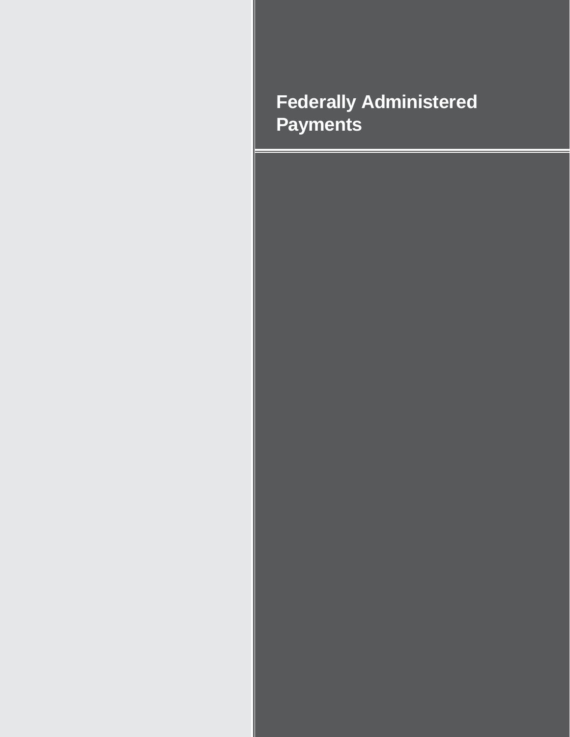# Federally Administered Payments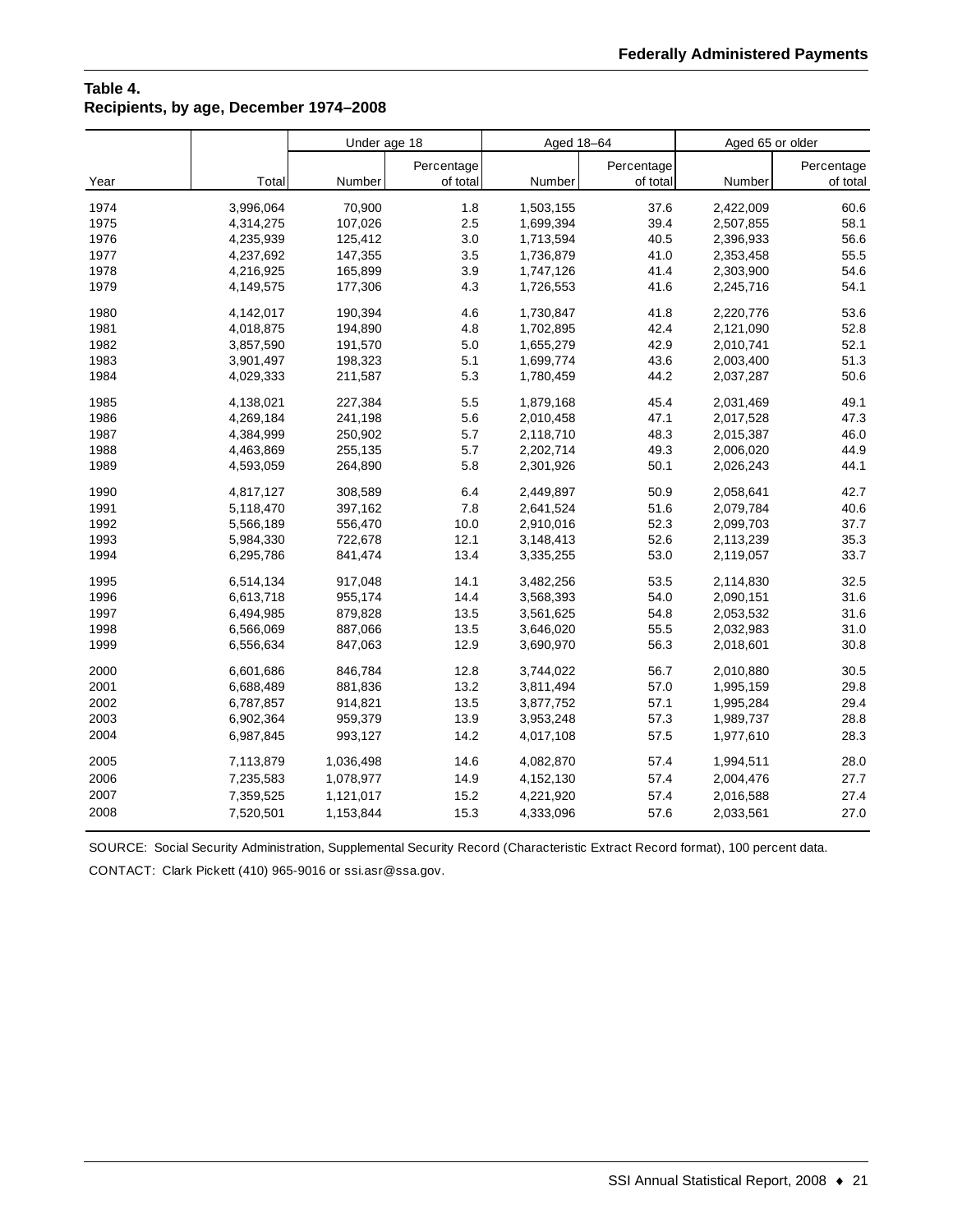**Table 4.**
**Recipients, by age, December 1974–2008**

| Year | Total | Under age 18 | | Aged 18–64 | | Aged 65 or older | |
|---|---|---|---|---|---|---|---|
| | | Number | Percentage of total | Number | Percentage of total | Number | Percentage of total |
| 1974 | 3,996,064 | 70,900 | 1.8 | 1,503,155 | 37.6 | 2,422,009 | 60.6 |
| 1975 | 4,314,275 | 107,026 | 2.5 | 1,699,394 | 39.4 | 2,507,855 | 58.1 |
| 1976 | 4,235,939 | 125,412 | 3.0 | 1,713,594 | 40.5 | 2,396,933 | 56.6 |
| 1977 | 4,237,692 | 147,355 | 3.5 | 1,736,879 | 41.0 | 2,353,458 | 55.5 |
| 1978 | 4,216,925 | 165,899 | 3.9 | 1,747,126 | 41.4 | 2,303,900 | 54.6 |
| 1979 | 4,149,575 | 177,306 | 4.3 | 1,726,553 | 41.6 | 2,245,716 | 54.1 |
| 1980 | 4,142,017 | 190,394 | 4.6 | 1,730,847 | 41.8 | 2,220,776 | 53.6 |
| 1981 | 4,018,875 | 194,890 | 4.8 | 1,702,895 | 42.4 | 2,121,090 | 52.8 |
| 1982 | 3,857,590 | 191,570 | 5.0 | 1,655,279 | 42.9 | 2,010,741 | 52.1 |
| 1983 | 3,901,497 | 198,323 | 5.1 | 1,699,774 | 43.6 | 2,003,400 | 51.3 |
| 1984 | 4,029,333 | 211,587 | 5.3 | 1,780,459 | 44.2 | 2,037,287 | 50.6 |
| 1985 | 4,138,021 | 227,384 | 5.5 | 1,879,168 | 45.4 | 2,031,469 | 49.1 |
| 1986 | 4,269,184 | 241,198 | 5.6 | 2,010,458 | 47.1 | 2,017,528 | 47.3 |
| 1987 | 4,384,999 | 250,902 | 5.7 | 2,118,710 | 48.3 | 2,015,387 | 46.0 |
| 1988 | 4,463,869 | 255,135 | 5.7 | 2,202,714 | 49.3 | 2,006,020 | 44.9 |
| 1989 | 4,593,059 | 264,890 | 5.8 | 2,301,926 | 50.1 | 2,026,243 | 44.1 |
| 1990 | 4,817,127 | 308,589 | 6.4 | 2,449,897 | 50.9 | 2,058,641 | 42.7 |
| 1991 | 5,118,470 | 397,162 | 7.8 | 2,641,524 | 51.6 | 2,079,784 | 40.6 |
| 1992 | 5,566,189 | 556,470 | 10.0 | 2,910,016 | 52.3 | 2,099,703 | 37.7 |
| 1993 | 5,984,330 | 722,678 | 12.1 | 3,148,413 | 52.6 | 2,113,239 | 35.3 |
| 1994 | 6,295,786 | 841,474 | 13.4 | 3,335,255 | 53.0 | 2,119,057 | 33.7 |
| 1995 | 6,514,134 | 917,048 | 14.1 | 3,482,256 | 53.5 | 2,114,830 | 32.5 |
| 1996 | 6,613,718 | 955,174 | 14.4 | 3,568,393 | 54.0 | 2,090,151 | 31.6 |
| 1997 | 6,494,985 | 879,828 | 13.5 | 3,561,625 | 54.8 | 2,053,532 | 31.6 |
| 1998 | 6,566,069 | 887,066 | 13.5 | 3,646,020 | 55.5 | 2,032,983 | 31.0 |
| 1999 | 6,556,634 | 847,063 | 12.9 | 3,690,970 | 56.3 | 2,018,601 | 30.8 |
| 2000 | 6,601,686 | 846,784 | 12.8 | 3,744,022 | 56.7 | 2,010,880 | 30.5 |
| 2001 | 6,688,489 | 881,836 | 13.2 | 3,811,494 | 57.0 | 1,995,159 | 29.8 |
| 2002 | 6,787,857 | 914,821 | 13.5 | 3,877,752 | 57.1 | 1,995,284 | 29.4 |
| 2003 | 6,902,364 | 959,379 | 13.9 | 3,953,248 | 57.3 | 1,989,737 | 28.8 |
| 2004 | 6,987,845 | 993,127 | 14.2 | 4,017,108 | 57.5 | 1,977,610 | 28.3 |
| 2005 | 7,113,879 | 1,036,498 | 14.6 | 4,082,870 | 57.4 | 1,994,511 | 28.0 |
| 2006 | 7,235,583 | 1,078,977 | 14.9 | 4,152,130 | 57.4 | 2,004,476 | 27.7 |
| 2007 | 7,359,525 | 1,121,017 | 15.2 | 4,221,920 | 57.4 | 2,016,588 | 27.4 |
| 2008 | 7,520,501 | 1,153,844 | 15.3 | 4,333,096 | 57.6 | 2,033,561 | 27.0 |

SOURCE: Social Security Administration, Supplemental Security Record (Characteristic Extract Record format), 100 percent data.

CONTACT: Clark Pickett (410) 965-9016 or ssi.asr@ssa.gov.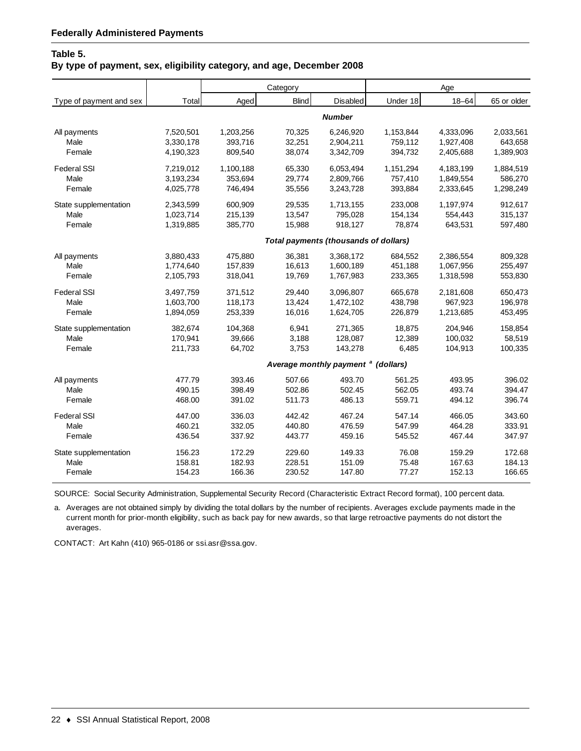**Federally Administered Payments**

**Table 5.**
**By type of payment, sex, eligibility category, and age, December 2008**

| Type of payment and sex | Total | Category | | | Age | | |
|---|---|---|---|---|---|---|---|
| | | Aged | Blind | Disabled | Under 18 | 18–64 | 65 or older |
| | | | | ***Number*** | | | |
| All payments | 7,520,501 | 1,203,256 | 70,325 | 6,246,920 | 1,153,844 | 4,333,096 | 2,033,561 |
| Male | 3,330,178 | 393,716 | 32,251 | 2,904,211 | 759,112 | 1,927,408 | 643,658 |
| Female | 4,190,323 | 809,540 | 38,074 | 3,342,709 | 394,732 | 2,405,688 | 1,389,903 |
| Federal SSI | 7,219,012 | 1,100,188 | 65,330 | 6,053,494 | 1,151,294 | 4,183,199 | 1,884,519 |
| Male | 3,193,234 | 353,694 | 29,774 | 2,809,766 | 757,410 | 1,849,554 | 586,270 |
| Female | 4,025,778 | 746,494 | 35,556 | 3,243,728 | 393,884 | 2,333,645 | 1,298,249 |
| State supplementation | 2,343,599 | 600,909 | 29,535 | 1,713,155 | 233,008 | 1,197,974 | 912,617 |
| Male | 1,023,714 | 215,139 | 13,547 | 795,028 | 154,134 | 554,443 | 315,137 |
| Female | 1,319,885 | 385,770 | 15,988 | 918,127 | 78,874 | 643,531 | 597,480 |
| | | | | ***Total payments (thousands of dollars)*** | | | |
| All payments | 3,880,433 | 475,880 | 36,381 | 3,368,172 | 684,552 | 2,386,554 | 809,328 |
| Male | 1,774,640 | 157,839 | 16,613 | 1,600,189 | 451,188 | 1,067,956 | 255,497 |
| Female | 2,105,793 | 318,041 | 19,769 | 1,767,983 | 233,365 | 1,318,598 | 553,830 |
| Federal SSI | 3,497,759 | 371,512 | 29,440 | 3,096,807 | 665,678 | 2,181,608 | 650,473 |
| Male | 1,603,700 | 118,173 | 13,424 | 1,472,102 | 438,798 | 967,923 | 196,978 |
| Female | 1,894,059 | 253,339 | 16,016 | 1,624,705 | 226,879 | 1,213,685 | 453,495 |
| State supplementation | 382,674 | 104,368 | 6,941 | 271,365 | 18,875 | 204,946 | 158,854 |
| Male | 170,941 | 39,666 | 3,188 | 128,087 | 12,389 | 100,032 | 58,519 |
| Female | 211,733 | 64,702 | 3,753 | 143,278 | 6,485 | 104,913 | 100,335 |
| | | | | ***Average monthly payment [a] (dollars)*** | | | |
| All payments | 477.79 | 393.46 | 507.66 | 493.70 | 561.25 | 493.95 | 396.02 |
| Male | 490.15 | 398.49 | 502.86 | 502.45 | 562.05 | 493.74 | 394.47 |
| Female | 468.00 | 391.02 | 511.73 | 486.13 | 559.71 | 494.12 | 396.74 |
| Federal SSI | 447.00 | 336.03 | 442.42 | 467.24 | 547.14 | 466.05 | 343.60 |
| Male | 460.21 | 332.05 | 440.80 | 476.59 | 547.99 | 464.28 | 333.91 |
| Female | 436.54 | 337.92 | 443.77 | 459.16 | 545.52 | 467.44 | 347.97 |
| State supplementation | 156.23 | 172.29 | 229.60 | 149.33 | 76.08 | 159.29 | 172.68 |
| Male | 158.81 | 182.93 | 228.51 | 151.09 | 75.48 | 167.63 | 184.13 |
| Female | 154.23 | 166.36 | 230.52 | 147.80 | 77.27 | 152.13 | 166.65 |

SOURCE: Social Security Administration, Supplemental Security Record (Characteristic Extract Record format), 100 percent data.

a. Averages are not obtained simply by dividing the total dollars by the number of recipients. Averages exclude payments made in the current month for prior-month eligibility, such as back pay for new awards, so that large retroactive payments do not distort the averages.

CONTACT: Art Kahn (410) 965-0186 or ssi.asr@ssa.gov.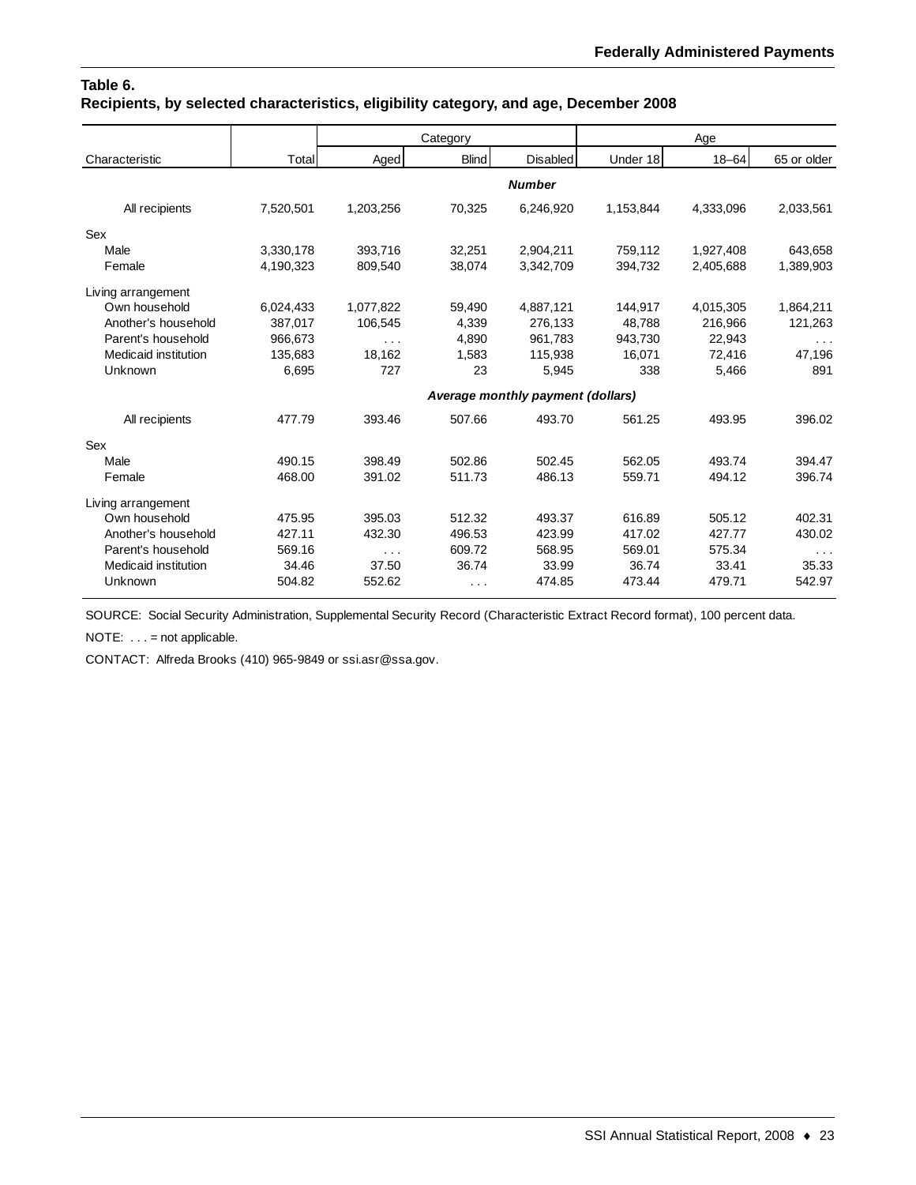**Table 6.**
**Recipients, by selected characteristics, eligibility category, and age, December 2008**

| Characteristic | Total | Category | | | Age | | |
|---|---|---|---|---|---|---|---|
| | | Aged | Blind | Disabled | Under 18 | 18–64 | 65 or older |
| | | | | ***Number*** | | | |
| All recipients | 7,520,501 | 1,203,256 | 70,325 | 6,246,920 | 1,153,844 | 4,333,096 | 2,033,561 |
| Sex | | | | | | | |
| Male | 3,330,178 | 393,716 | 32,251 | 2,904,211 | 759,112 | 1,927,408 | 643,658 |
| Female | 4,190,323 | 809,540 | 38,074 | 3,342,709 | 394,732 | 2,405,688 | 1,389,903 |
| Living arrangement | | | | | | | |
| Own household | 6,024,433 | 1,077,822 | 59,490 | 4,887,121 | 144,917 | 4,015,305 | 1,864,211 |
| Another's household | 387,017 | 106,545 | 4,339 | 276,133 | 48,788 | 216,966 | 121,263 |
| Parent's household | 966,673 | . . . | 4,890 | 961,783 | 943,730 | 22,943 | . . . |
| Medicaid institution | 135,683 | 18,162 | 1,583 | 115,938 | 16,071 | 72,416 | 47,196 |
| Unknown | 6,695 | 727 | 23 | 5,945 | 338 | 5,466 | 891 |
| | | | | ***Average monthly payment (dollars)*** | | | |
| All recipients | 477.79 | 393.46 | 507.66 | 493.70 | 561.25 | 493.95 | 396.02 |
| Sex | | | | | | | |
| Male | 490.15 | 398.49 | 502.86 | 502.45 | 562.05 | 493.74 | 394.47 |
| Female | 468.00 | 391.02 | 511.73 | 486.13 | 559.71 | 494.12 | 396.74 |
| Living arrangement | | | | | | | |
| Own household | 475.95 | 395.03 | 512.32 | 493.37 | 616.89 | 505.12 | 402.31 |
| Another's household | 427.11 | 432.30 | 496.53 | 423.99 | 417.02 | 427.77 | 430.02 |
| Parent's household | 569.16 | . . . | 609.72 | 568.95 | 569.01 | 575.34 | . . . |
| Medicaid institution | 34.46 | 37.50 | 36.74 | 33.99 | 36.74 | 33.41 | 35.33 |
| Unknown | 504.82 | 552.62 | . . . | 474.85 | 473.44 | 479.71 | 542.97 |

SOURCE: Social Security Administration, Supplemental Security Record (Characteristic Extract Record format), 100 percent data.

NOTE: . . . = not applicable.

CONTACT: Alfreda Brooks (410) 965-9849 or ssi.asr@ssa.gov.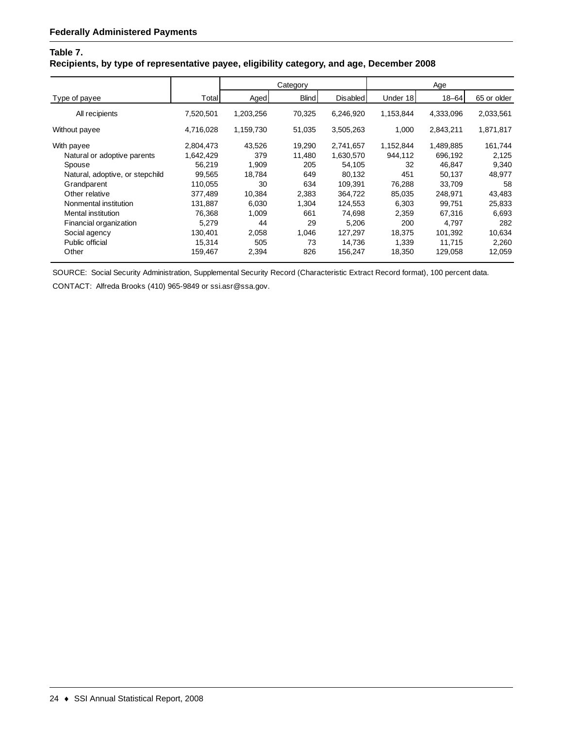**Federally Administered Payments**

**Table 7.**
**Recipients, by type of representative payee, eligibility category, and age, December 2008**

| Type of payee | Total | Category | | | Age | | |
|---|---|---|---|---|---|---|---|
| | | Aged | Blind | Disabled | Under 18 | 18–64 | 65 or older |
| All recipients | 7,520,501 | 1,203,256 | 70,325 | 6,246,920 | 1,153,844 | 4,333,096 | 2,033,561 |
| Without payee | 4,716,028 | 1,159,730 | 51,035 | 3,505,263 | 1,000 | 2,843,211 | 1,871,817 |
| With payee | 2,804,473 | 43,526 | 19,290 | 2,741,657 | 1,152,844 | 1,489,885 | 161,744 |
| Natural or adoptive parents | 1,642,429 | 379 | 11,480 | 1,630,570 | 944,112 | 696,192 | 2,125 |
| Spouse | 56,219 | 1,909 | 205 | 54,105 | 32 | 46,847 | 9,340 |
| Natural, adoptive, or stepchild | 99,565 | 18,784 | 649 | 80,132 | 451 | 50,137 | 48,977 |
| Grandparent | 110,055 | 30 | 634 | 109,391 | 76,288 | 33,709 | 58 |
| Other relative | 377,489 | 10,384 | 2,383 | 364,722 | 85,035 | 248,971 | 43,483 |
| Nonmental institution | 131,887 | 6,030 | 1,304 | 124,553 | 6,303 | 99,751 | 25,833 |
| Mental institution | 76,368 | 1,009 | 661 | 74,698 | 2,359 | 67,316 | 6,693 |
| Financial organization | 5,279 | 44 | 29 | 5,206 | 200 | 4,797 | 282 |
| Social agency | 130,401 | 2,058 | 1,046 | 127,297 | 18,375 | 101,392 | 10,634 |
| Public official | 15,314 | 505 | 73 | 14,736 | 1,339 | 11,715 | 2,260 |
| Other | 159,467 | 2,394 | 826 | 156,247 | 18,350 | 129,058 | 12,059 |

SOURCE: Social Security Administration, Supplemental Security Record (Characteristic Extract Record format), 100 percent data.

CONTACT: Alfreda Brooks (410) 965-9849 or ssi.asr@ssa.gov.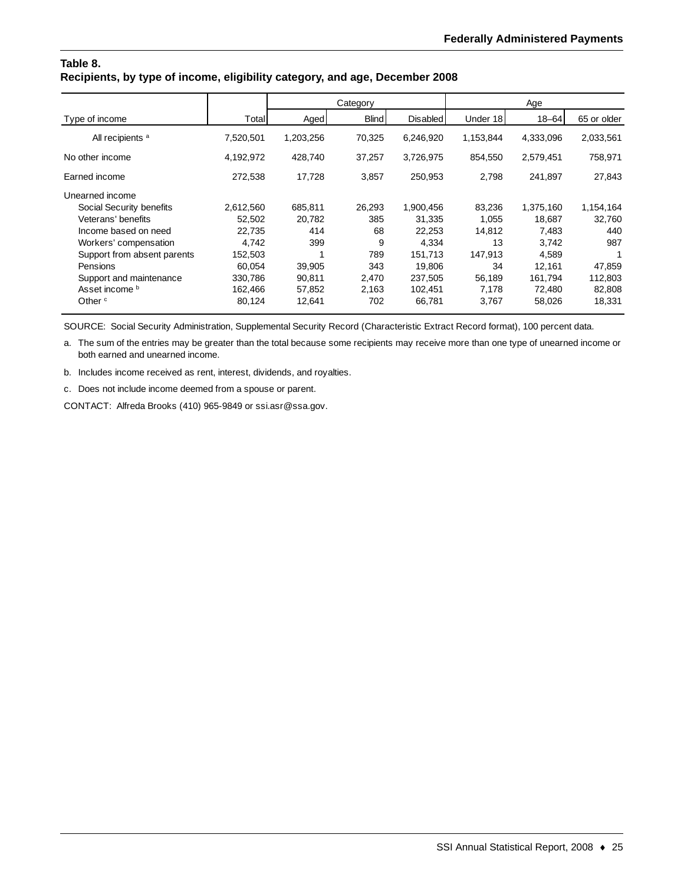**Table 8.**
**Recipients, by type of income, eligibility category, and age, December 2008**

| Type of income | Total | Category | | | Age | | |
|---|---|---|---|---|---|---|---|
| | | Aged | Blind | Disabled | Under 18 | 18–64 | 65 or older |
| All recipients [a] | 7,520,501 | 1,203,256 | 70,325 | 6,246,920 | 1,153,844 | 4,333,096 | 2,033,561 |
| No other income | 4,192,972 | 428,740 | 37,257 | 3,726,975 | 854,550 | 2,579,451 | 758,971 |
| Earned income | 272,538 | 17,728 | 3,857 | 250,953 | 2,798 | 241,897 | 27,843 |
| Unearned income | | | | | | | |
| Social Security benefits | 2,612,560 | 685,811 | 26,293 | 1,900,456 | 83,236 | 1,375,160 | 1,154,164 |
| Veterans' benefits | 52,502 | 20,782 | 385 | 31,335 | 1,055 | 18,687 | 32,760 |
| Income based on need | 22,735 | 414 | 68 | 22,253 | 14,812 | 7,483 | 440 |
| Workers' compensation | 4,742 | 399 | 9 | 4,334 | 13 | 3,742 | 987 |
| Support from absent parents | 152,503 | 1 | 789 | 151,713 | 147,913 | 4,589 | 1 |
| Pensions | 60,054 | 39,905 | 343 | 19,806 | 34 | 12,161 | 47,859 |
| Support and maintenance | 330,786 | 90,811 | 2,470 | 237,505 | 56,189 | 161,794 | 112,803 |
| Asset income [b] | 162,466 | 57,852 | 2,163 | 102,451 | 7,178 | 72,480 | 82,808 |
| Other [c] | 80,124 | 12,641 | 702 | 66,781 | 3,767 | 58,026 | 18,331 |

SOURCE: Social Security Administration, Supplemental Security Record (Characteristic Extract Record format), 100 percent data.

a. The sum of the entries may be greater than the total because some recipients may receive more than one type of unearned income or both earned and unearned income.

b. Includes income received as rent, interest, dividends, and royalties.

c. Does not include income deemed from a spouse or parent.

CONTACT: Alfreda Brooks (410) 965-9849 or ssi.asr@ssa.gov.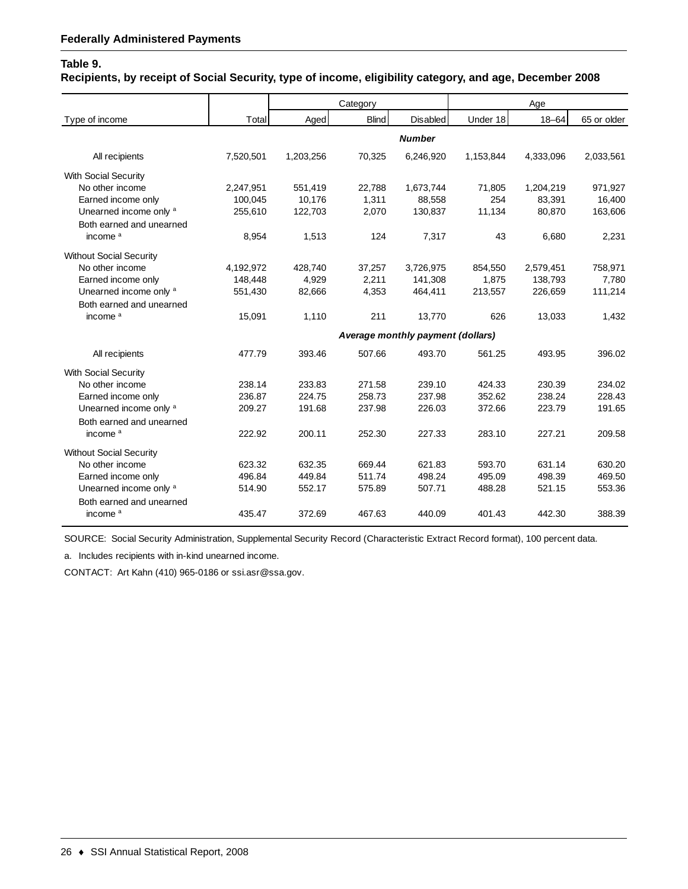**Federally Administered Payments**

**Table 9.**
**Recipients, by receipt of Social Security, type of income, eligibility category, and age, December 2008**

| Type of income | Total | Category | | | Age | | |
|---|---|---|---|---|---|---|---|
| | | Aged | Blind | Disabled | Under 18 | 18–64 | 65 or older |
| | | | | ***Number*** | | | |
| All recipients | 7,520,501 | 1,203,256 | 70,325 | 6,246,920 | 1,153,844 | 4,333,096 | 2,033,561 |
| With Social Security | | | | | | | |
| No other income | 2,247,951 | 551,419 | 22,788 | 1,673,744 | 71,805 | 1,204,219 | 971,927 |
| Earned income only | 100,045 | 10,176 | 1,311 | 88,558 | 254 | 83,391 | 16,400 |
| Unearned income only [a] | 255,610 | 122,703 | 2,070 | 130,837 | 11,134 | 80,870 | 163,606 |
| Both earned and unearned income [a] | 8,954 | 1,513 | 124 | 7,317 | 43 | 6,680 | 2,231 |
| Without Social Security | | | | | | | |
| No other income | 4,192,972 | 428,740 | 37,257 | 3,726,975 | 854,550 | 2,579,451 | 758,971 |
| Earned income only | 148,448 | 4,929 | 2,211 | 141,308 | 1,875 | 138,793 | 7,780 |
| Unearned income only [a] | 551,430 | 82,666 | 4,353 | 464,411 | 213,557 | 226,659 | 111,214 |
| Both earned and unearned income [a] | 15,091 | 1,110 | 211 | 13,770 | 626 | 13,033 | 1,432 |
| | | | | ***Average monthly payment (dollars)*** | | | |
| All recipients | 477.79 | 393.46 | 507.66 | 493.70 | 561.25 | 493.95 | 396.02 |
| With Social Security | | | | | | | |
| No other income | 238.14 | 233.83 | 271.58 | 239.10 | 424.33 | 230.39 | 234.02 |
| Earned income only | 236.87 | 224.75 | 258.73 | 237.98 | 352.62 | 238.24 | 228.43 |
| Unearned income only [a] | 209.27 | 191.68 | 237.98 | 226.03 | 372.66 | 223.79 | 191.65 |
| Both earned and unearned income [a] | 222.92 | 200.11 | 252.30 | 227.33 | 283.10 | 227.21 | 209.58 |
| Without Social Security | | | | | | | |
| No other income | 623.32 | 632.35 | 669.44 | 621.83 | 593.70 | 631.14 | 630.20 |
| Earned income only | 496.84 | 449.84 | 511.74 | 498.24 | 495.09 | 498.39 | 469.50 |
| Unearned income only [a] | 514.90 | 552.17 | 575.89 | 507.71 | 488.28 | 521.15 | 553.36 |
| Both earned and unearned income [a] | 435.47 | 372.69 | 467.63 | 440.09 | 401.43 | 442.30 | 388.39 |

SOURCE: Social Security Administration, Supplemental Security Record (Characteristic Extract Record format), 100 percent data.

a. Includes recipients with in-kind unearned income.

CONTACT: Art Kahn (410) 965-0186 or ssi.asr@ssa.gov.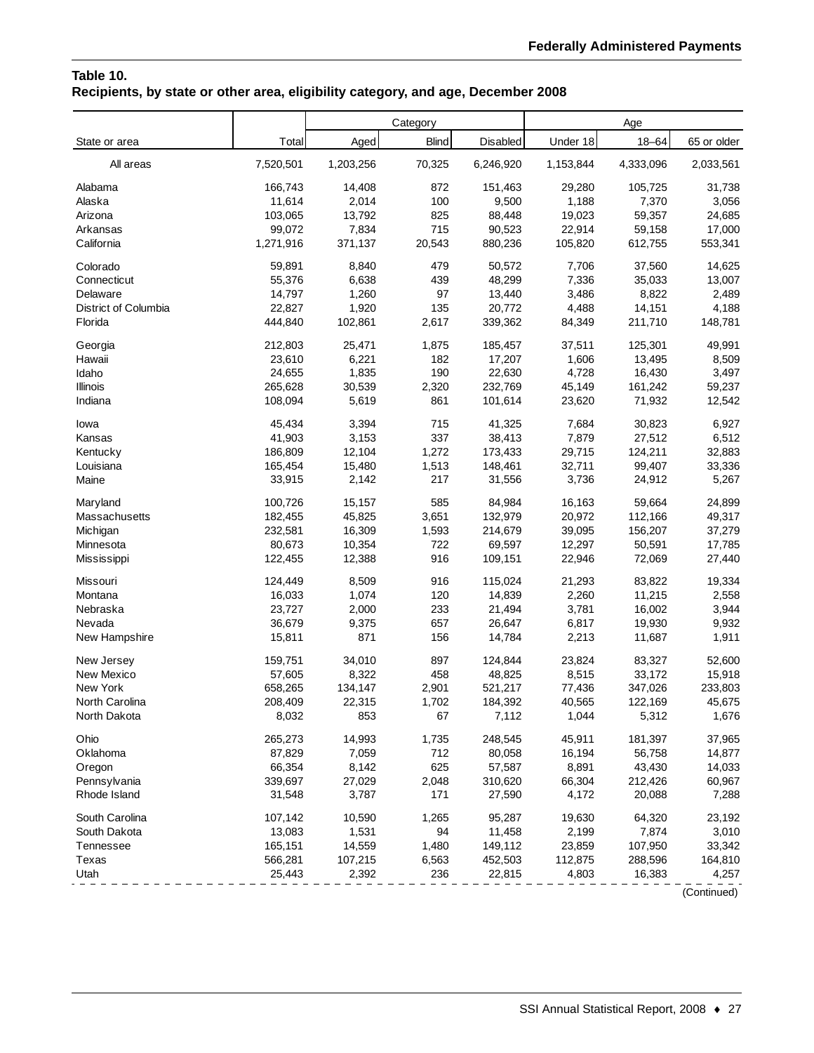## Table 10.
## Recipients, by state or other area, eligibility category, and age, December 2008

| State or area | Total | Category | | | Age | | |
|---|---|---|---|---|---|---|---|
| | | Aged | Blind | Disabled | Under 18 | 18–64 | 65 or older |
| All areas | 7,520,501 | 1,203,256 | 70,325 | 6,246,920 | 1,153,844 | 4,333,096 | 2,033,561 |
| Alabama | 166,743 | 14,408 | 872 | 151,463 | 29,280 | 105,725 | 31,738 |
| Alaska | 11,614 | 2,014 | 100 | 9,500 | 1,188 | 7,370 | 3,056 |
| Arizona | 103,065 | 13,792 | 825 | 88,448 | 19,023 | 59,357 | 24,685 |
| Arkansas | 99,072 | 7,834 | 715 | 90,523 | 22,914 | 59,158 | 17,000 |
| California | 1,271,916 | 371,137 | 20,543 | 880,236 | 105,820 | 612,755 | 553,341 |
| Colorado | 59,891 | 8,840 | 479 | 50,572 | 7,706 | 37,560 | 14,625 |
| Connecticut | 55,376 | 6,638 | 439 | 48,299 | 7,336 | 35,033 | 13,007 |
| Delaware | 14,797 | 1,260 | 97 | 13,440 | 3,486 | 8,822 | 2,489 |
| District of Columbia | 22,827 | 1,920 | 135 | 20,772 | 4,488 | 14,151 | 4,188 |
| Florida | 444,840 | 102,861 | 2,617 | 339,362 | 84,349 | 211,710 | 148,781 |
| Georgia | 212,803 | 25,471 | 1,875 | 185,457 | 37,511 | 125,301 | 49,991 |
| Hawaii | 23,610 | 6,221 | 182 | 17,207 | 1,606 | 13,495 | 8,509 |
| Idaho | 24,655 | 1,835 | 190 | 22,630 | 4,728 | 16,430 | 3,497 |
| Illinois | 265,628 | 30,539 | 2,320 | 232,769 | 45,149 | 161,242 | 59,237 |
| Indiana | 108,094 | 5,619 | 861 | 101,614 | 23,620 | 71,932 | 12,542 |
| Iowa | 45,434 | 3,394 | 715 | 41,325 | 7,684 | 30,823 | 6,927 |
| Kansas | 41,903 | 3,153 | 337 | 38,413 | 7,879 | 27,512 | 6,512 |
| Kentucky | 186,809 | 12,104 | 1,272 | 173,433 | 29,715 | 124,211 | 32,883 |
| Louisiana | 165,454 | 15,480 | 1,513 | 148,461 | 32,711 | 99,407 | 33,336 |
| Maine | 33,915 | 2,142 | 217 | 31,556 | 3,736 | 24,912 | 5,267 |
| Maryland | 100,726 | 15,157 | 585 | 84,984 | 16,163 | 59,664 | 24,899 |
| Massachusetts | 182,455 | 45,825 | 3,651 | 132,979 | 20,972 | 112,166 | 49,317 |
| Michigan | 232,581 | 16,309 | 1,593 | 214,679 | 39,095 | 156,207 | 37,279 |
| Minnesota | 80,673 | 10,354 | 722 | 69,597 | 12,297 | 50,591 | 17,785 |
| Mississippi | 122,455 | 12,388 | 916 | 109,151 | 22,946 | 72,069 | 27,440 |
| Missouri | 124,449 | 8,509 | 916 | 115,024 | 21,293 | 83,822 | 19,334 |
| Montana | 16,033 | 1,074 | 120 | 14,839 | 2,260 | 11,215 | 2,558 |
| Nebraska | 23,727 | 2,000 | 233 | 21,494 | 3,781 | 16,002 | 3,944 |
| Nevada | 36,679 | 9,375 | 657 | 26,647 | 6,817 | 19,930 | 9,932 |
| New Hampshire | 15,811 | 871 | 156 | 14,784 | 2,213 | 11,687 | 1,911 |
| New Jersey | 159,751 | 34,010 | 897 | 124,844 | 23,824 | 83,327 | 52,600 |
| New Mexico | 57,605 | 8,322 | 458 | 48,825 | 8,515 | 33,172 | 15,918 |
| New York | 658,265 | 134,147 | 2,901 | 521,217 | 77,436 | 347,026 | 233,803 |
| North Carolina | 208,409 | 22,315 | 1,702 | 184,392 | 40,565 | 122,169 | 45,675 |
| North Dakota | 8,032 | 853 | 67 | 7,112 | 1,044 | 5,312 | 1,676 |
| Ohio | 265,273 | 14,993 | 1,735 | 248,545 | 45,911 | 181,397 | 37,965 |
| Oklahoma | 87,829 | 7,059 | 712 | 80,058 | 16,194 | 56,758 | 14,877 |
| Oregon | 66,354 | 8,142 | 625 | 57,587 | 8,891 | 43,430 | 14,033 |
| Pennsylvania | 339,697 | 27,029 | 2,048 | 310,620 | 66,304 | 212,426 | 60,967 |
| Rhode Island | 31,548 | 3,787 | 171 | 27,590 | 4,172 | 20,088 | 7,288 |
| South Carolina | 107,142 | 10,590 | 1,265 | 95,287 | 19,630 | 64,320 | 23,192 |
| South Dakota | 13,083 | 1,531 | 94 | 11,458 | 2,199 | 7,874 | 3,010 |
| Tennessee | 165,151 | 14,559 | 1,480 | 149,112 | 23,859 | 107,950 | 33,342 |
| Texas | 566,281 | 107,215 | 6,563 | 452,503 | 112,875 | 288,596 | 164,810 |
| Utah | 25,443 | 2,392 | 236 | 22,815 | 4,803 | 16,383 | 4,257 |

(Continued)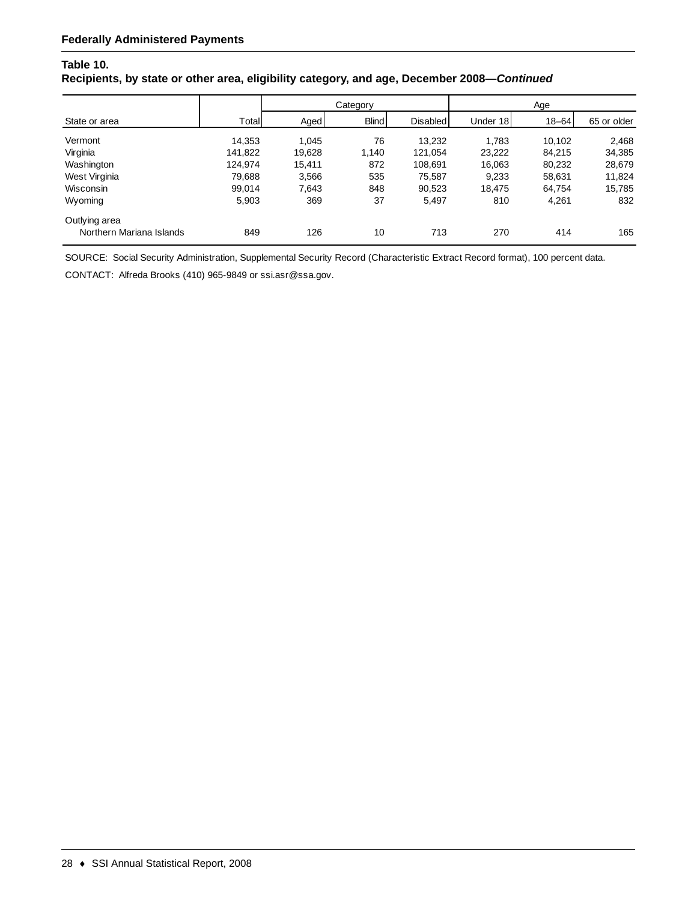**Federally Administered Payments**

**Table 10.**
**Recipients, by state or other area, eligibility category, and age, December 2008—*Continued***

| State or area | Total | Category | | | Age | | |
|---|---|---|---|---|---|---|---|
| | | Aged | Blind | Disabled | Under 18 | 18–64 | 65 or older |
| Vermont | 14,353 | 1,045 | 76 | 13,232 | 1,783 | 10,102 | 2,468 |
| Virginia | 141,822 | 19,628 | 1,140 | 121,054 | 23,222 | 84,215 | 34,385 |
| Washington | 124,974 | 15,411 | 872 | 108,691 | 16,063 | 80,232 | 28,679 |
| West Virginia | 79,688 | 3,566 | 535 | 75,587 | 9,233 | 58,631 | 11,824 |
| Wisconsin | 99,014 | 7,643 | 848 | 90,523 | 18,475 | 64,754 | 15,785 |
| Wyoming | 5,903 | 369 | 37 | 5,497 | 810 | 4,261 | 832 |
| Outlying area | | | | | | | |
| Northern Mariana Islands | 849 | 126 | 10 | 713 | 270 | 414 | 165 |

SOURCE: Social Security Administration, Supplemental Security Record (Characteristic Extract Record format), 100 percent data.

CONTACT: Alfreda Brooks (410) 965-9849 or ssi.asr@ssa.gov.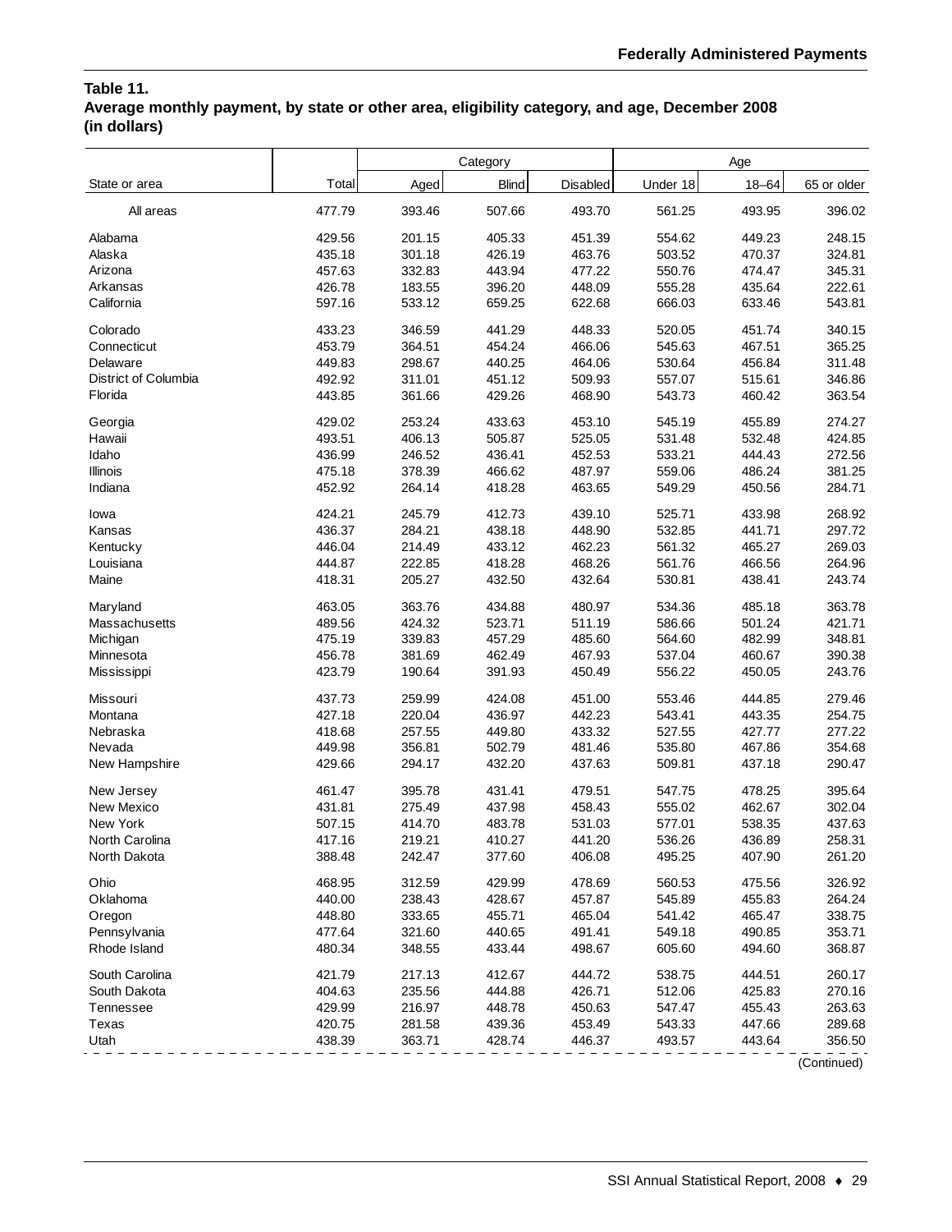**Table 11.**
**Average monthly payment, by state or other area, eligibility category, and age, December 2008 (in dollars)**

| State or area | Total | Category | | | Age | | |
|---|---|---|---|---|---|---|---|
| | | Aged | Blind | Disabled | Under 18 | 18–64 | 65 or older |
| All areas | 477.79 | 393.46 | 507.66 | 493.70 | 561.25 | 493.95 | 396.02 |
| Alabama | 429.56 | 201.15 | 405.33 | 451.39 | 554.62 | 449.23 | 248.15 |
| Alaska | 435.18 | 301.18 | 426.19 | 463.76 | 503.52 | 470.37 | 324.81 |
| Arizona | 457.63 | 332.83 | 443.94 | 477.22 | 550.76 | 474.47 | 345.31 |
| Arkansas | 426.78 | 183.55 | 396.20 | 448.09 | 555.28 | 435.64 | 222.61 |
| California | 597.16 | 533.12 | 659.25 | 622.68 | 666.03 | 633.46 | 543.81 |
| Colorado | 433.23 | 346.59 | 441.29 | 448.33 | 520.05 | 451.74 | 340.15 |
| Connecticut | 453.79 | 364.51 | 454.24 | 466.06 | 545.63 | 467.51 | 365.25 |
| Delaware | 449.83 | 298.67 | 440.25 | 464.06 | 530.64 | 456.84 | 311.48 |
| District of Columbia | 492.92 | 311.01 | 451.12 | 509.93 | 557.07 | 515.61 | 346.86 |
| Florida | 443.85 | 361.66 | 429.26 | 468.90 | 543.73 | 460.42 | 363.54 |
| Georgia | 429.02 | 253.24 | 433.63 | 453.10 | 545.19 | 455.89 | 274.27 |
| Hawaii | 493.51 | 406.13 | 505.87 | 525.05 | 531.48 | 532.48 | 424.85 |
| Idaho | 436.99 | 246.52 | 436.41 | 452.53 | 533.21 | 444.43 | 272.56 |
| Illinois | 475.18 | 378.39 | 466.62 | 487.97 | 559.06 | 486.24 | 381.25 |
| Indiana | 452.92 | 264.14 | 418.28 | 463.65 | 549.29 | 450.56 | 284.71 |
| Iowa | 424.21 | 245.79 | 412.73 | 439.10 | 525.71 | 433.98 | 268.92 |
| Kansas | 436.37 | 284.21 | 438.18 | 448.90 | 532.85 | 441.71 | 297.72 |
| Kentucky | 446.04 | 214.49 | 433.12 | 462.23 | 561.32 | 465.27 | 269.03 |
| Louisiana | 444.87 | 222.85 | 418.28 | 468.26 | 561.76 | 466.56 | 264.96 |
| Maine | 418.31 | 205.27 | 432.50 | 432.64 | 530.81 | 438.41 | 243.74 |
| Maryland | 463.05 | 363.76 | 434.88 | 480.97 | 534.36 | 485.18 | 363.78 |
| Massachusetts | 489.56 | 424.32 | 523.71 | 511.19 | 586.66 | 501.24 | 421.71 |
| Michigan | 475.19 | 339.83 | 457.29 | 485.60 | 564.60 | 482.99 | 348.81 |
| Minnesota | 456.78 | 381.69 | 462.49 | 467.93 | 537.04 | 460.67 | 390.38 |
| Mississippi | 423.79 | 190.64 | 391.93 | 450.49 | 556.22 | 450.05 | 243.76 |
| Missouri | 437.73 | 259.99 | 424.08 | 451.00 | 553.46 | 444.85 | 279.46 |
| Montana | 427.18 | 220.04 | 436.97 | 442.23 | 543.41 | 443.35 | 254.75 |
| Nebraska | 418.68 | 257.55 | 449.80 | 433.32 | 527.55 | 427.77 | 277.22 |
| Nevada | 449.98 | 356.81 | 502.79 | 481.46 | 535.80 | 467.86 | 354.68 |
| New Hampshire | 429.66 | 294.17 | 432.20 | 437.63 | 509.81 | 437.18 | 290.47 |
| New Jersey | 461.47 | 395.78 | 431.41 | 479.51 | 547.75 | 478.25 | 395.64 |
| New Mexico | 431.81 | 275.49 | 437.98 | 458.43 | 555.02 | 462.67 | 302.04 |
| New York | 507.15 | 414.70 | 483.78 | 531.03 | 577.01 | 538.35 | 437.63 |
| North Carolina | 417.16 | 219.21 | 410.27 | 441.20 | 536.26 | 436.89 | 258.31 |
| North Dakota | 388.48 | 242.47 | 377.60 | 406.08 | 495.25 | 407.90 | 261.20 |
| Ohio | 468.95 | 312.59 | 429.99 | 478.69 | 560.53 | 475.56 | 326.92 |
| Oklahoma | 440.00 | 238.43 | 428.67 | 457.87 | 545.89 | 455.83 | 264.24 |
| Oregon | 448.80 | 333.65 | 455.71 | 465.04 | 541.42 | 465.47 | 338.75 |
| Pennsylvania | 477.64 | 321.60 | 440.65 | 491.41 | 549.18 | 490.85 | 353.71 |
| Rhode Island | 480.34 | 348.55 | 433.44 | 498.67 | 605.60 | 494.60 | 368.87 |
| South Carolina | 421.79 | 217.13 | 412.67 | 444.72 | 538.75 | 444.51 | 260.17 |
| South Dakota | 404.63 | 235.56 | 444.88 | 426.71 | 512.06 | 425.83 | 270.16 |
| Tennessee | 429.99 | 216.97 | 448.78 | 450.63 | 547.47 | 455.43 | 263.63 |
| Texas | 420.75 | 281.58 | 439.36 | 453.49 | 543.33 | 447.66 | 289.68 |
| Utah | 438.39 | 363.71 | 428.74 | 446.37 | 493.57 | 443.64 | 356.50 |

(Continued)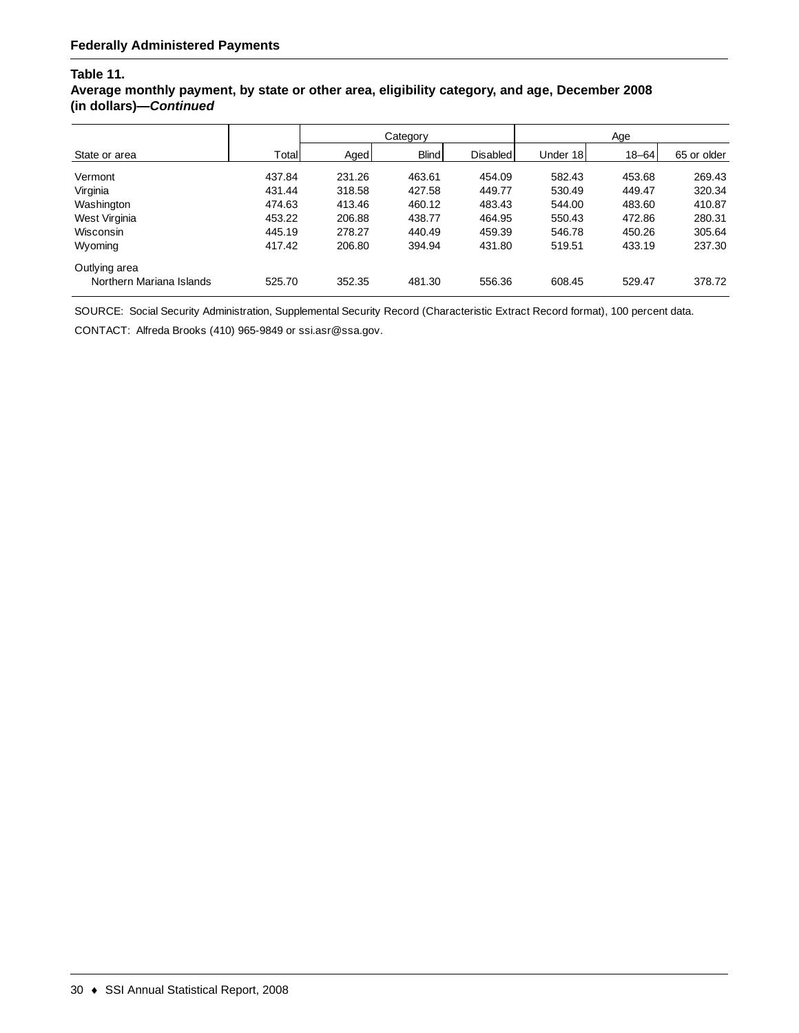**Federally Administered Payments**

### Table 11.
### Average monthly payment, by state or other area, eligibility category, and age, December 2008 (in dollars)—*Continued*

| State or area | Total | Category | | | Age | | |
|---|---|---|---|---|---|---|---|
| | | Aged | Blind | Disabled | Under 18 | 18–64 | 65 or older |
| Vermont | 437.84 | 231.26 | 463.61 | 454.09 | 582.43 | 453.68 | 269.43 |
| Virginia | 431.44 | 318.58 | 427.58 | 449.77 | 530.49 | 449.47 | 320.34 |
| Washington | 474.63 | 413.46 | 460.12 | 483.43 | 544.00 | 483.60 | 410.87 |
| West Virginia | 453.22 | 206.88 | 438.77 | 464.95 | 550.43 | 472.86 | 280.31 |
| Wisconsin | 445.19 | 278.27 | 440.49 | 459.39 | 546.78 | 450.26 | 305.64 |
| Wyoming | 417.42 | 206.80 | 394.94 | 431.80 | 519.51 | 433.19 | 237.30 |
| Outlying area | | | | | | | |
| Northern Mariana Islands | 525.70 | 352.35 | 481.30 | 556.36 | 608.45 | 529.47 | 378.72 |

SOURCE: Social Security Administration, Supplemental Security Record (Characteristic Extract Record format), 100 percent data.

CONTACT: Alfreda Brooks (410) 965-9849 or ssi.asr@ssa.gov.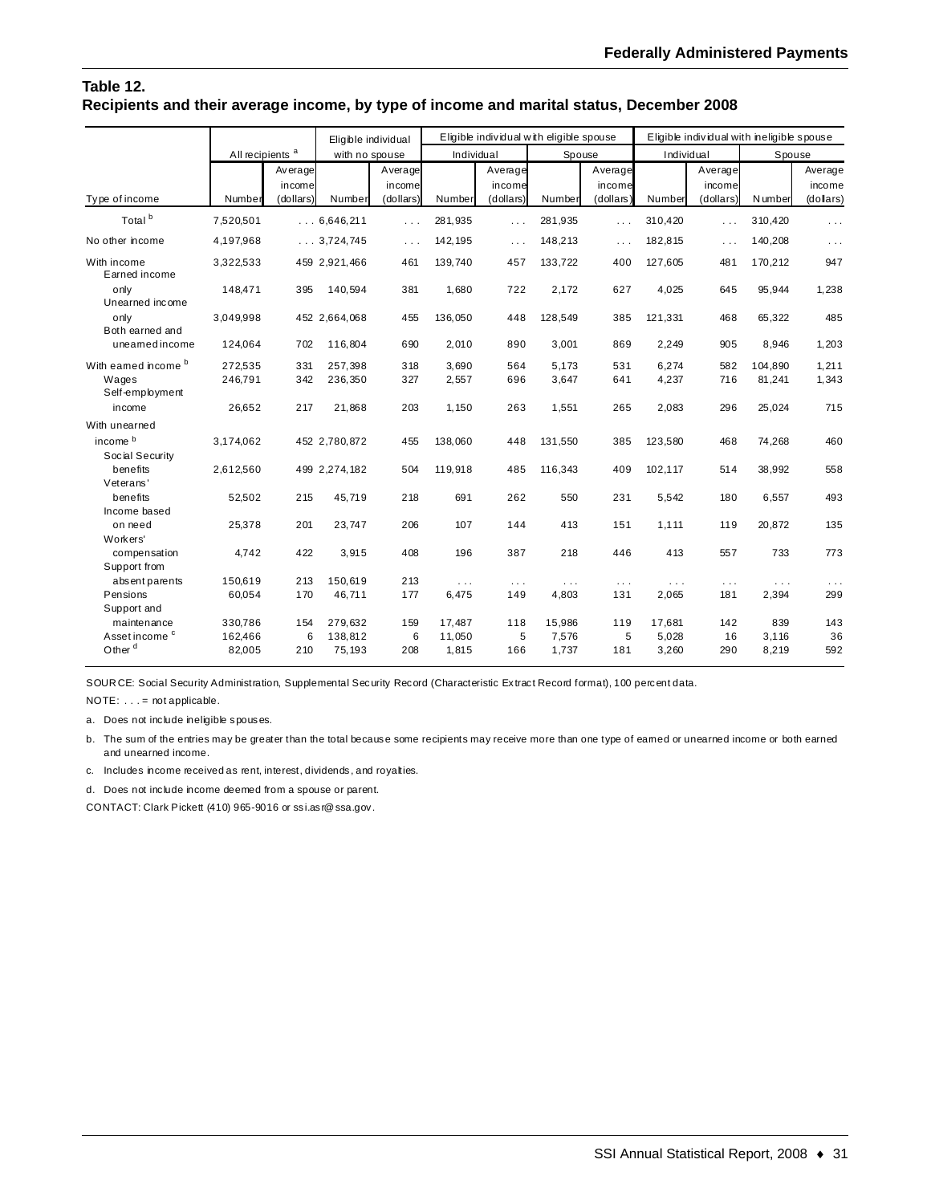## Table 12.
## Recipients and their average income, by type of income and marital status, December 2008

| Type of income | All recipients [a] | | Eligible individual with no spouse | | Eligible individual with eligible spouse | | | | Eligible individual with ineligible spouse | | | |
|---|---|---|---|---|---|---|---|---|---|---|---|---|
| | | | | | Individual | | Spouse | | Individual | | Spouse | |
| | Number | Average income (dollars) | Number | Average income (dollars) | Number | Average income (dollars) | Number | Average income (dollars) | Number | Average income (dollars) | Number | Average income (dollars) |
| Total [b] | 7,520,501 | . . . | 6,646,211 | . . . | 281,935 | . . . | 281,935 | . . . | 310,420 | . . . | 310,420 | . . . |
| No other income | 4,197,968 | . . . | 3,724,745 | . . . | 142,195 | . . . | 148,213 | . . . | 182,815 | . . . | 140,208 | . . . |
| With income | 3,322,533 | 459 | 2,921,466 | 461 | 139,740 | 457 | 133,722 | 400 | 127,605 | 481 | 170,212 | 947 |
| Earned income only | 148,471 | 395 | 140,594 | 381 | 1,680 | 722 | 2,172 | 627 | 4,025 | 645 | 95,944 | 1,238 |
| Unearned income only | 3,049,998 | 452 | 2,664,068 | 455 | 136,050 | 448 | 128,549 | 385 | 121,331 | 468 | 65,322 | 485 |
| Both earned and unearned income | 124,064 | 702 | 116,804 | 690 | 2,010 | 890 | 3,001 | 869 | 2,249 | 905 | 8,946 | 1,203 |
| With earned income [b] | 272,535 | 331 | 257,398 | 318 | 3,690 | 564 | 5,173 | 531 | 6,274 | 582 | 104,890 | 1,211 |
| Wages | 246,791 | 342 | 236,350 | 327 | 2,557 | 696 | 3,647 | 641 | 4,237 | 716 | 81,241 | 1,343 |
| Self-employment income | 26,652 | 217 | 21,868 | 203 | 1,150 | 263 | 1,551 | 265 | 2,083 | 296 | 25,024 | 715 |
| With unearned income [b] | 3,174,062 | 452 | 2,780,872 | 455 | 138,060 | 448 | 131,550 | 385 | 123,580 | 468 | 74,268 | 460 |
| Social Security benefits | 2,612,560 | 499 | 2,274,182 | 504 | 119,918 | 485 | 116,343 | 409 | 102,117 | 514 | 38,992 | 558 |
| Veterans' benefits | 52,502 | 215 | 45,719 | 218 | 691 | 262 | 550 | 231 | 5,542 | 180 | 6,557 | 493 |
| Income based on need | 25,378 | 201 | 23,747 | 206 | 107 | 144 | 413 | 151 | 1,111 | 119 | 20,872 | 135 |
| Workers' compensation | 4,742 | 422 | 3,915 | 408 | 196 | 387 | 218 | 446 | 413 | 557 | 733 | 773 |
| Support from absent parents | 150,619 | 213 | 150,619 | 213 | . . . | . . . | . . . | . . . | . . . | . . . | . . . | . . . |
| Pensions | 60,054 | 170 | 46,711 | 177 | 6,475 | 149 | 4,803 | 131 | 2,065 | 181 | 2,394 | 299 |
| Support and maintenance | 330,786 | 154 | 279,632 | 159 | 17,487 | 118 | 15,986 | 119 | 17,681 | 142 | 839 | 143 |
| Asset income [c] | 162,466 | 6 | 138,812 | 6 | 11,050 | 5 | 7,576 | 5 | 5,028 | 16 | 3,116 | 36 |
| Other [d] | 82,005 | 210 | 75,193 | 208 | 1,815 | 166 | 1,737 | 181 | 3,260 | 290 | 8,219 | 592 |

SOURCE: Social Security Administration, Supplemental Security Record (Characteristic Extract Record format), 100 percent data.

NOTE: . . . = not applicable.

a. Does not include ineligible spouses.

b. The sum of the entries may be greater than the total because some recipients may receive more than one type of earned or unearned income or both earned and unearned income.

c. Includes income received as rent, interest, dividends, and royalties.

d. Does not include income deemed from a spouse or parent.

CONTACT: Clark Pickett (410) 965-9016 or ssi.asr@ssa.gov.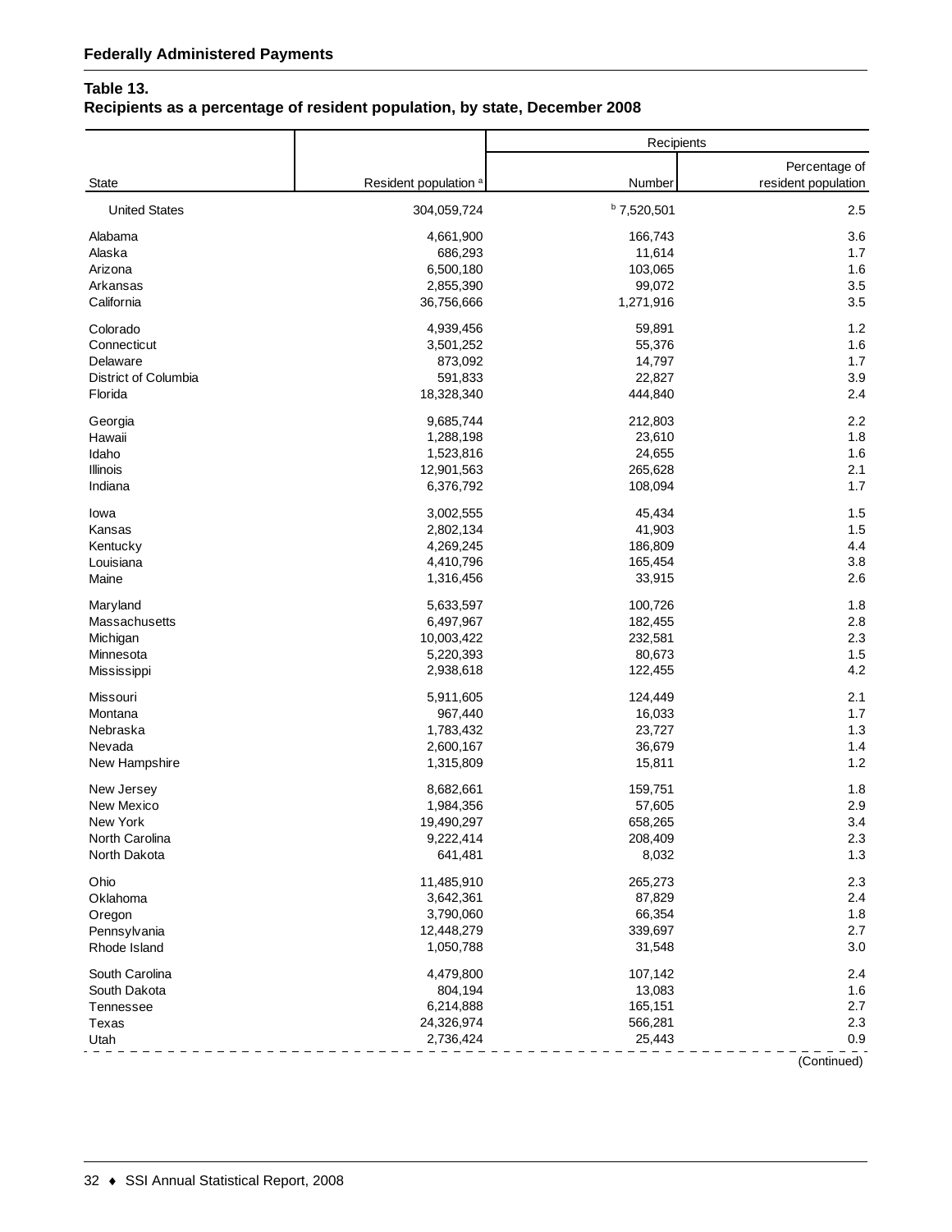**Federally Administered Payments**

**Table 13.**
**Recipients as a percentage of resident population, by state, December 2008**

| State | Resident population [a] | Recipients | |
|---|---|---|---|
| | | Number | Percentage of resident population |
| United States | 304,059,724 | [b] 7,520,501 | 2.5 |
| Alabama | 4,661,900 | 166,743 | 3.6 |
| Alaska | 686,293 | 11,614 | 1.7 |
| Arizona | 6,500,180 | 103,065 | 1.6 |
| Arkansas | 2,855,390 | 99,072 | 3.5 |
| California | 36,756,666 | 1,271,916 | 3.5 |
| Colorado | 4,939,456 | 59,891 | 1.2 |
| Connecticut | 3,501,252 | 55,376 | 1.6 |
| Delaware | 873,092 | 14,797 | 1.7 |
| District of Columbia | 591,833 | 22,827 | 3.9 |
| Florida | 18,328,340 | 444,840 | 2.4 |
| Georgia | 9,685,744 | 212,803 | 2.2 |
| Hawaii | 1,288,198 | 23,610 | 1.8 |
| Idaho | 1,523,816 | 24,655 | 1.6 |
| Illinois | 12,901,563 | 265,628 | 2.1 |
| Indiana | 6,376,792 | 108,094 | 1.7 |
| Iowa | 3,002,555 | 45,434 | 1.5 |
| Kansas | 2,802,134 | 41,903 | 1.5 |
| Kentucky | 4,269,245 | 186,809 | 4.4 |
| Louisiana | 4,410,796 | 165,454 | 3.8 |
| Maine | 1,316,456 | 33,915 | 2.6 |
| Maryland | 5,633,597 | 100,726 | 1.8 |
| Massachusetts | 6,497,967 | 182,455 | 2.8 |
| Michigan | 10,003,422 | 232,581 | 2.3 |
| Minnesota | 5,220,393 | 80,673 | 1.5 |
| Mississippi | 2,938,618 | 122,455 | 4.2 |
| Missouri | 5,911,605 | 124,449 | 2.1 |
| Montana | 967,440 | 16,033 | 1.7 |
| Nebraska | 1,783,432 | 23,727 | 1.3 |
| Nevada | 2,600,167 | 36,679 | 1.4 |
| New Hampshire | 1,315,809 | 15,811 | 1.2 |
| New Jersey | 8,682,661 | 159,751 | 1.8 |
| New Mexico | 1,984,356 | 57,605 | 2.9 |
| New York | 19,490,297 | 658,265 | 3.4 |
| North Carolina | 9,222,414 | 208,409 | 2.3 |
| North Dakota | 641,481 | 8,032 | 1.3 |
| Ohio | 11,485,910 | 265,273 | 2.3 |
| Oklahoma | 3,642,361 | 87,829 | 2.4 |
| Oregon | 3,790,060 | 66,354 | 1.8 |
| Pennsylvania | 12,448,279 | 339,697 | 2.7 |
| Rhode Island | 1,050,788 | 31,548 | 3.0 |
| South Carolina | 4,479,800 | 107,142 | 2.4 |
| South Dakota | 804,194 | 13,083 | 1.6 |
| Tennessee | 6,214,888 | 165,151 | 2.7 |
| Texas | 24,326,974 | 566,281 | 2.3 |
| Utah | 2,736,424 | 25,443 | 0.9 |

(Continued)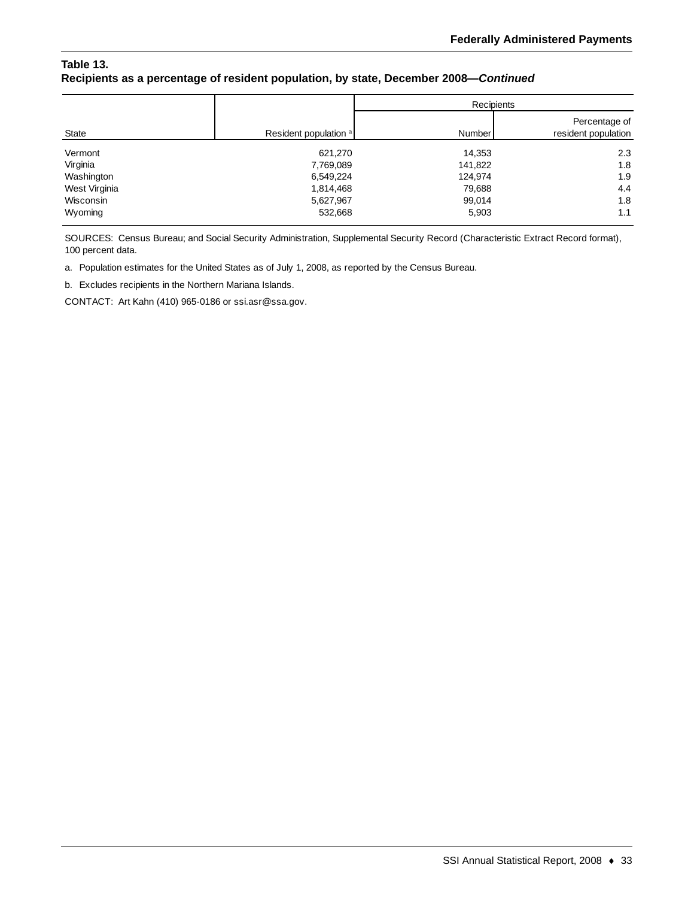**Table 13.**
**Recipients as a percentage of resident population, by state, December 2008—*Continued***

| State | Resident population [a] | Recipients | |
|---|---|---|---|
| | | Number | Percentage of resident population |
| Vermont | 621,270 | 14,353 | 2.3 |
| Virginia | 7,769,089 | 141,822 | 1.8 |
| Washington | 6,549,224 | 124,974 | 1.9 |
| West Virginia | 1,814,468 | 79,688 | 4.4 |
| Wisconsin | 5,627,967 | 99,014 | 1.8 |
| Wyoming | 532,668 | 5,903 | 1.1 |

SOURCES: Census Bureau; and Social Security Administration, Supplemental Security Record (Characteristic Extract Record format), 100 percent data.

a. Population estimates for the United States as of July 1, 2008, as reported by the Census Bureau.

b. Excludes recipients in the Northern Mariana Islands.

CONTACT: Art Kahn (410) 965-0186 or ssi.asr@ssa.gov.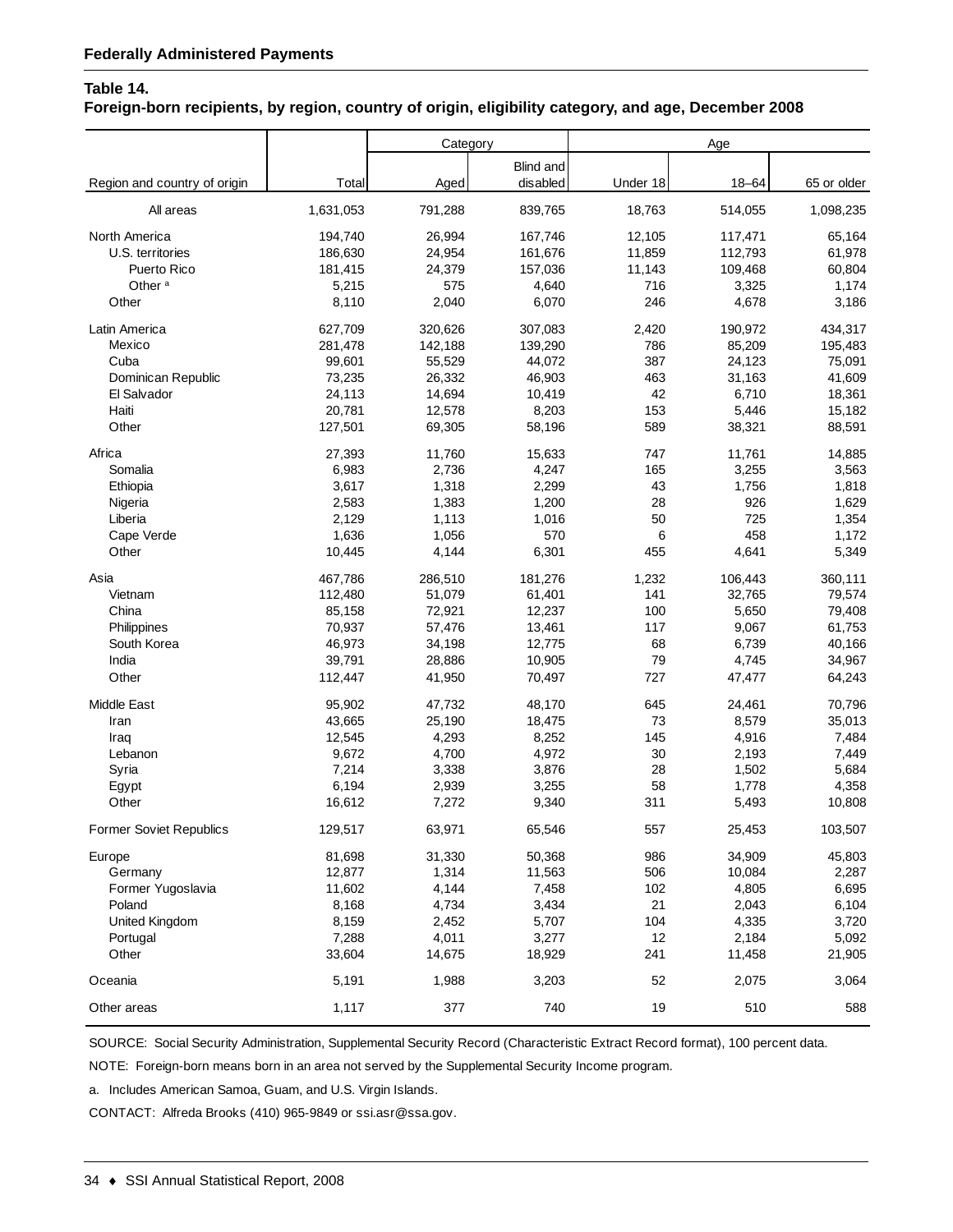**Federally Administered Payments**

**Table 14.**
**Foreign-born recipients, by region, country of origin, eligibility category, and age, December 2008**

| Region and country of origin | Total | Category | | Age | | |
|---|---|---|---|---|---|---|
| | | Aged | Blind and disabled | Under 18 | 18–64 | 65 or older |
| All areas | 1,631,053 | 791,288 | 839,765 | 18,763 | 514,055 | 1,098,235 |
| North America | 194,740 | 26,994 | 167,746 | 12,105 | 117,471 | 65,164 |
| U.S. territories | 186,630 | 24,954 | 161,676 | 11,859 | 112,793 | 61,978 |
| Puerto Rico | 181,415 | 24,379 | 157,036 | 11,143 | 109,468 | 60,804 |
| Other [a] | 5,215 | 575 | 4,640 | 716 | 3,325 | 1,174 |
| Other | 8,110 | 2,040 | 6,070 | 246 | 4,678 | 3,186 |
| Latin America | 627,709 | 320,626 | 307,083 | 2,420 | 190,972 | 434,317 |
| Mexico | 281,478 | 142,188 | 139,290 | 786 | 85,209 | 195,483 |
| Cuba | 99,601 | 55,529 | 44,072 | 387 | 24,123 | 75,091 |
| Dominican Republic | 73,235 | 26,332 | 46,903 | 463 | 31,163 | 41,609 |
| El Salvador | 24,113 | 14,694 | 10,419 | 42 | 6,710 | 18,361 |
| Haiti | 20,781 | 12,578 | 8,203 | 153 | 5,446 | 15,182 |
| Other | 127,501 | 69,305 | 58,196 | 589 | 38,321 | 88,591 |
| Africa | 27,393 | 11,760 | 15,633 | 747 | 11,761 | 14,885 |
| Somalia | 6,983 | 2,736 | 4,247 | 165 | 3,255 | 3,563 |
| Ethiopia | 3,617 | 1,318 | 2,299 | 43 | 1,756 | 1,818 |
| Nigeria | 2,583 | 1,383 | 1,200 | 28 | 926 | 1,629 |
| Liberia | 2,129 | 1,113 | 1,016 | 50 | 725 | 1,354 |
| Cape Verde | 1,636 | 1,056 | 570 | 6 | 458 | 1,172 |
| Other | 10,445 | 4,144 | 6,301 | 455 | 4,641 | 5,349 |
| Asia | 467,786 | 286,510 | 181,276 | 1,232 | 106,443 | 360,111 |
| Vietnam | 112,480 | 51,079 | 61,401 | 141 | 32,765 | 79,574 |
| China | 85,158 | 72,921 | 12,237 | 100 | 5,650 | 79,408 |
| Philippines | 70,937 | 57,476 | 13,461 | 117 | 9,067 | 61,753 |
| South Korea | 46,973 | 34,198 | 12,775 | 68 | 6,739 | 40,166 |
| India | 39,791 | 28,886 | 10,905 | 79 | 4,745 | 34,967 |
| Other | 112,447 | 41,950 | 70,497 | 727 | 47,477 | 64,243 |
| Middle East | 95,902 | 47,732 | 48,170 | 645 | 24,461 | 70,796 |
| Iran | 43,665 | 25,190 | 18,475 | 73 | 8,579 | 35,013 |
| Iraq | 12,545 | 4,293 | 8,252 | 145 | 4,916 | 7,484 |
| Lebanon | 9,672 | 4,700 | 4,972 | 30 | 2,193 | 7,449 |
| Syria | 7,214 | 3,338 | 3,876 | 28 | 1,502 | 5,684 |
| Egypt | 6,194 | 2,939 | 3,255 | 58 | 1,778 | 4,358 |
| Other | 16,612 | 7,272 | 9,340 | 311 | 5,493 | 10,808 |
| Former Soviet Republics | 129,517 | 63,971 | 65,546 | 557 | 25,453 | 103,507 |
| Europe | 81,698 | 31,330 | 50,368 | 986 | 34,909 | 45,803 |
| Germany | 12,877 | 1,314 | 11,563 | 506 | 10,084 | 2,287 |
| Former Yugoslavia | 11,602 | 4,144 | 7,458 | 102 | 4,805 | 6,695 |
| Poland | 8,168 | 4,734 | 3,434 | 21 | 2,043 | 6,104 |
| United Kingdom | 8,159 | 2,452 | 5,707 | 104 | 4,335 | 3,720 |
| Portugal | 7,288 | 4,011 | 3,277 | 12 | 2,184 | 5,092 |
| Other | 33,604 | 14,675 | 18,929 | 241 | 11,458 | 21,905 |
| Oceania | 5,191 | 1,988 | 3,203 | 52 | 2,075 | 3,064 |
| Other areas | 1,117 | 377 | 740 | 19 | 510 | 588 |

SOURCE: Social Security Administration, Supplemental Security Record (Characteristic Extract Record format), 100 percent data.

NOTE: Foreign-born means born in an area not served by the Supplemental Security Income program.

a. Includes American Samoa, Guam, and U.S. Virgin Islands.

CONTACT: Alfreda Brooks (410) 965-9849 or ssi.asr@ssa.gov.